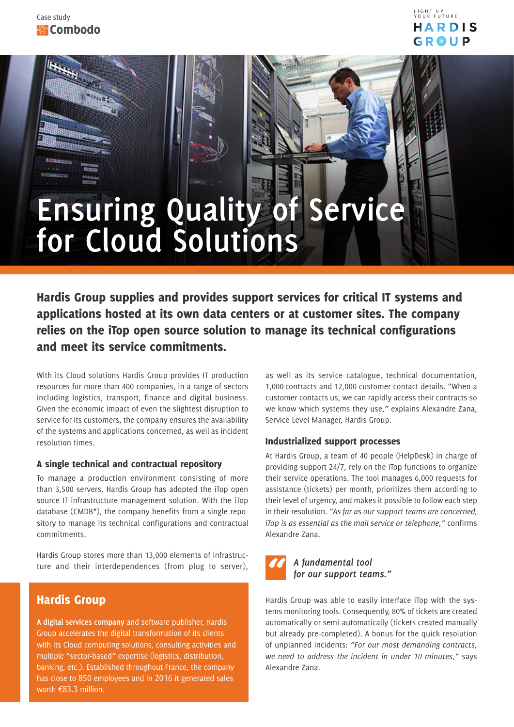Case study
Combodo

LIGHT UP YOUR FUTURE_
HARDIS GROUP

# Ensuring Quality of Service for Cloud Solutions

**Hardis Group supplies and provides support services for critical IT systems and applications hosted at its own data centers or at customer sites. The company relies on the iTop open source solution to manage its technical configurations and meet its service commitments.**

With its Cloud solutions Hardis Group provides IT production resources for more than 400 companies, in a range of sectors including logistics, transport, finance and digital business. Given the economic impact of even the slightest disruption to service for its customers, the company ensures the availability of the systems and applications concerned, as well as incident resolution times.

### A single technical and contractual repository

To manage a production environment consisting of more than 3,500 servers, Hardis Group has adopted the iTop open source IT infrastructure management solution. With the iTop database (CMDB*), the company benefits from a single repository to manage its technical configurations and contractual commitments.

Hardis Group stores more than 13,000 elements of infrastructure and their interdependences (from plug to server), as well as its service catalogue, technical documentation, 1,000 contracts and 12,000 customer contact details. "When a customer contacts us, we can rapidly access their contracts so we know which systems they use," explains Alexandre Zana, Service Level Manager, Hardis Group.

### Industrialized support processes

At Hardis Group, a team of 40 people (HelpDesk) in charge of providing support 24/7, rely on the iTop functions to organize their service operations. The tool manages 6,000 requests for assistance (tickets) per month, prioritizes them according to their level of urgency, and makes it possible to follow each step in their resolution. *"As far as our support teams are concerned, iTop is as essential as the mail service or telephone,"* confirms Alexandre Zana.

> *A fundamental tool for our support teams."*

Hardis Group was able to easily interface iTop with the systems monitoring tools. Consequently, 80% of tickets are created automatically or semi-automatically (tickets created manually but already pre-completed). A bonus for the quick resolution of unplanned incidents: *"For our most demanding contracts, we need to address the incident in under 10 minutes,"* says Alexandre Zana.

## Hardis Group

**A digital services company** and software publisher, Hardis Group accelerates the digital transformation of its clients with its Cloud computing solutions, consulting activities and multiple "sector-based" expertise (logistics, distribution, banking, etc.). Established throughout France, the company has close to 850 employees and in 2016 it generated sales worth €83.3 million.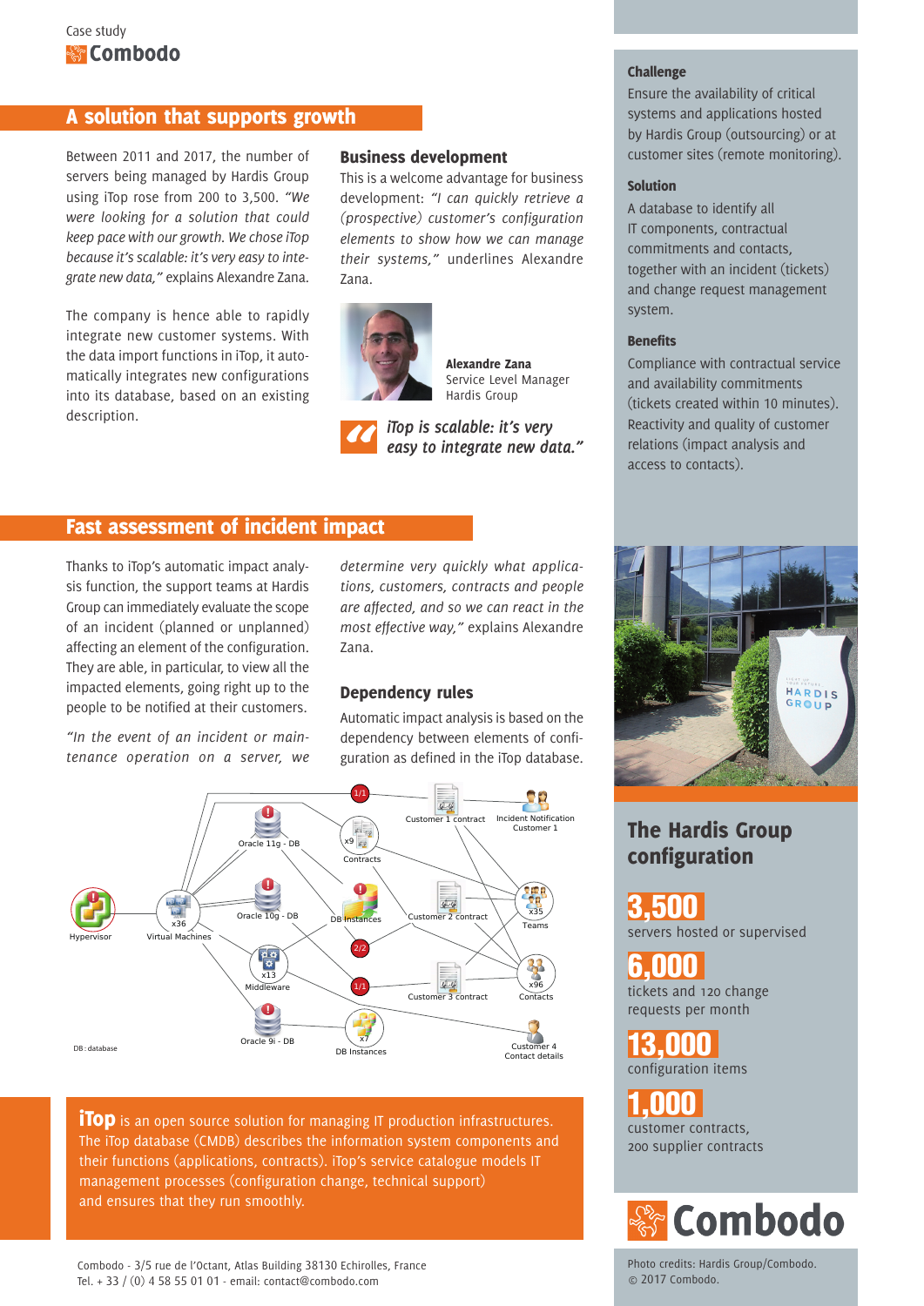Case study

Combodo

## A solution that supports growth

Between 2011 and 2017, the number of servers being managed by Hardis Group using iTop rose from 200 to 3,500. *"We were looking for a solution that could keep pace with our growth. We chose iTop because it's scalable: it's very easy to integrate new data,"* explains Alexandre Zana.

The company is hence able to rapidly integrate new customer systems. With the data import functions in iTop, it automatically integrates new configurations into its database, based on an existing description.

### Business development

This is a welcome advantage for business development: *"I can quickly retrieve a (prospective) customer's configuration elements to show how we can manage their systems,"* underlines Alexandre Zana.

**Alexandre Zana**
Service Level Manager
Hardis Group

> *iTop is scalable: it's very easy to integrate new data."*

## Fast assessment of incident impact

Thanks to iTop's automatic impact analysis function, the support teams at Hardis Group can immediately evaluate the scope of an incident (planned or unplanned) affecting an element of the configuration. They are able, in particular, to view all the impacted elements, going right up to the people to be notified at their customers.

*"In the event of an incident or maintenance operation on a server, we determine very quickly what applications, customers, contracts and people are affected, and so we can react in the most effective way,"* explains Alexandre Zana.

### Dependency rules

Automatic impact analysis is based on the dependency between elements of configuration as defined in the iTop database.

1/1
Customer 1 contract
Incident Notification Customer 1
Oracle 11g - DB
x9
Contracts
Hypervisor
x36
Virtual Machines
Oracle 10g - DB
DB Instances
Customer 2 contract
x35
Teams
2/2
x13
Middleware
1/1
Customer 3 contract
x96
Contacts
Oracle 9i - DB
x7
DB Instances
Customer 4
Contact details
DB : database

**iTop** is an open source solution for managing IT production infrastructures. The iTop database (CMDB) describes the information system components and their functions (applications, contracts). iTop's service catalogue models IT management processes (configuration change, technical support) and ensures that they run smoothly.

Combodo - 3/5 rue de l'Octant, Atlas Building 38130 Echirolles, France
Tel. + 33 / (0) 4 58 55 01 01 - email: contact@combodo.com

**Challenge**
Ensure the availability of critical systems and applications hosted by Hardis Group (outsourcing) or at customer sites (remote monitoring).

**Solution**
A database to identify all IT components, contractual commitments and contacts, together with an incident (tickets) and change request management system.

**Benefits**
Compliance with contractual service and availability commitments (tickets created within 10 minutes). Reactivity and quality of customer relations (impact analysis and access to contacts).

## The Hardis Group configuration

**3,500**
servers hosted or supervised

**6,000**
tickets and 120 change requests per month

**13,000**
configuration items

**1,000**
customer contracts, 200 supplier contracts

Combodo

Photo credits: Hardis Group/Combodo.
© 2017 Combodo.